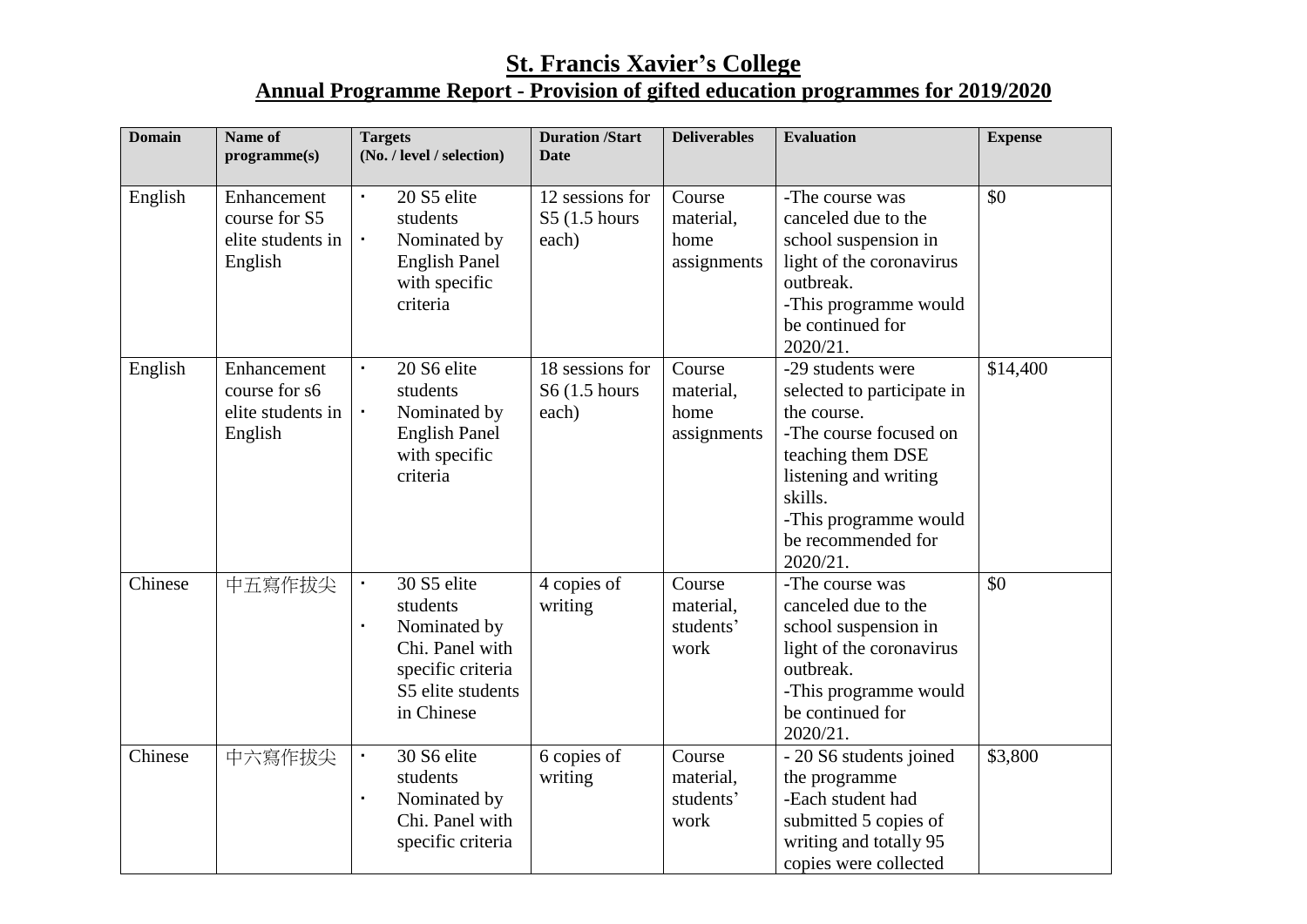# St. Francis Xavier's College

## Annual Programme Report - Provision of gifted education programmes for 2019/2020

| Domain | Name of programme(s) | Targets (No. / level / selection) | Duration /Start Date | Deliverables | Evaluation | Expense |
|---|---|---|---|---|---|---|
| English | Enhancement course for S5 elite students in English | • 20 S5 elite students<br>• Nominated by English Panel with specific criteria | 12 sessions for S5 (1.5 hours each) | Course material, home assignments | -The course was canceled due to the school suspension in light of the coronavirus outbreak.<br>-This programme would be continued for 2020/21. | $0 |
| English | Enhancement course for s6 elite students in English | • 20 S6 elite students<br>• Nominated by English Panel with specific criteria | 18 sessions for S6 (1.5 hours each) | Course material, home assignments | -29 students were selected to participate in the course.<br>-The course focused on teaching them DSE listening and writing skills.<br>-This programme would be recommended for 2020/21. | $14,400 |
| Chinese | 中五寫作拔尖 | • 30 S5 elite students<br>• Nominated by Chi. Panel with specific criteria S5 elite students in Chinese | 4 copies of writing | Course material, students' work | -The course was canceled due to the school suspension in light of the coronavirus outbreak.<br>-This programme would be continued for 2020/21. | $0 |
| Chinese | 中六寫作拔尖 | • 30 S6 elite students<br>• Nominated by Chi. Panel with specific criteria | 6 copies of writing | Course material, students' work | - 20 S6 students joined the programme<br>-Each student had submitted 5 copies of writing and totally 95 copies were collected | $3,800 |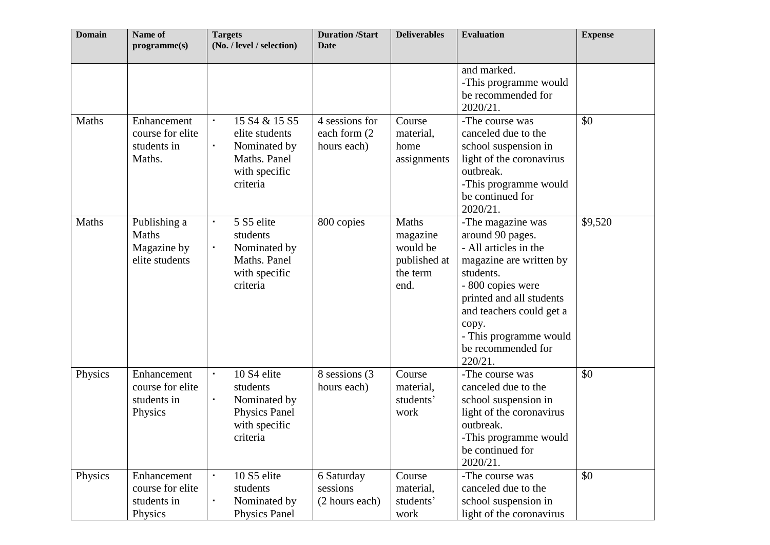| Domain | Name of programme(s) | Targets (No. / level / selection) | Duration /Start Date | Deliverables | Evaluation | Expense |
|---|---|---|---|---|---|---|
| | | | | | and marked.<br>-This programme would be recommended for 2020/21. | |
| Maths | Enhancement course for elite students in Maths. | • 15 S4 & 15 S5 elite students<br>• Nominated by Maths. Panel with specific criteria | 4 sessions for each form (2 hours each) | Course material, home assignments | -The course was canceled due to the school suspension in light of the coronavirus outbreak.<br>-This programme would be continued for 2020/21. | $0 |
| Maths | Publishing a Maths Magazine by elite students | • 5 S5 elite students<br>• Nominated by Maths. Panel with specific criteria | 800 copies | Maths magazine would be published at the term end. | -The magazine was around 90 pages.<br>- All articles in the magazine are written by students.<br>- 800 copies were printed and all students and teachers could get a copy.<br>- This programme would be recommended for 220/21. | $9,520 |
| Physics | Enhancement course for elite students in Physics | • 10 S4 elite students<br>• Nominated by Physics Panel with specific criteria | 8 sessions (3 hours each) | Course material, students' work | -The course was canceled due to the school suspension in light of the coronavirus outbreak.<br>-This programme would be continued for 2020/21. | $0 |
| Physics | Enhancement course for elite students in Physics | • 10 S5 elite students<br>• Nominated by Physics Panel | 6 Saturday sessions (2 hours each) | Course material, students' work | -The course was canceled due to the school suspension in light of the coronavirus | $0 |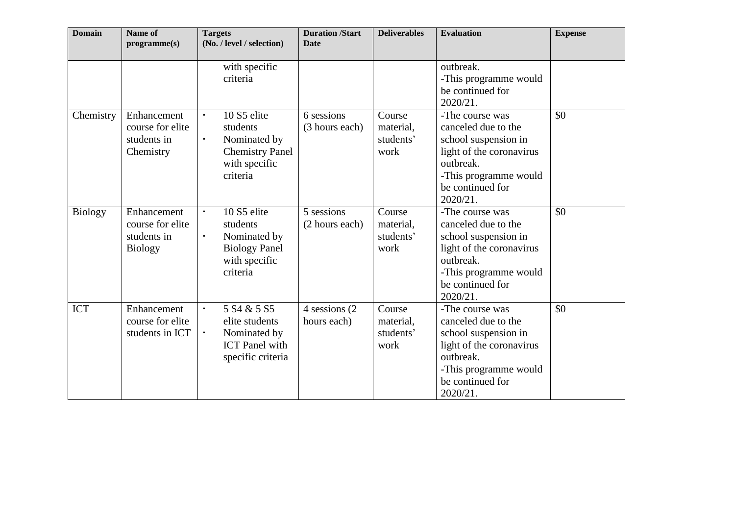| Domain | Name of programme(s) | Targets (No. / level / selection) | Duration /Start Date | Deliverables | Evaluation | Expense |
|---|---|---|---|---|---|---|
| | | with specific criteria | | | outbreak.<br>-This programme would be continued for 2020/21. | |
| Chemistry | Enhancement course for elite students in Chemistry | · 10 S5 elite students<br>· Nominated by Chemistry Panel with specific criteria | 6 sessions (3 hours each) | Course material, students' work | -The course was canceled due to the school suspension in light of the coronavirus outbreak.<br>-This programme would be continued for 2020/21. | $0 |
| Biology | Enhancement course for elite students in Biology | · 10 S5 elite students<br>· Nominated by Biology Panel with specific criteria | 5 sessions (2 hours each) | Course material, students' work | -The course was canceled due to the school suspension in light of the coronavirus outbreak.<br>-This programme would be continued for 2020/21. | $0 |
| ICT | Enhancement course for elite students in ICT | · 5 S4 & 5 S5 elite students<br>· Nominated by ICT Panel with specific criteria | 4 sessions (2 hours each) | Course material, students' work | -The course was canceled due to the school suspension in light of the coronavirus outbreak.<br>-This programme would be continued for 2020/21. | $0 |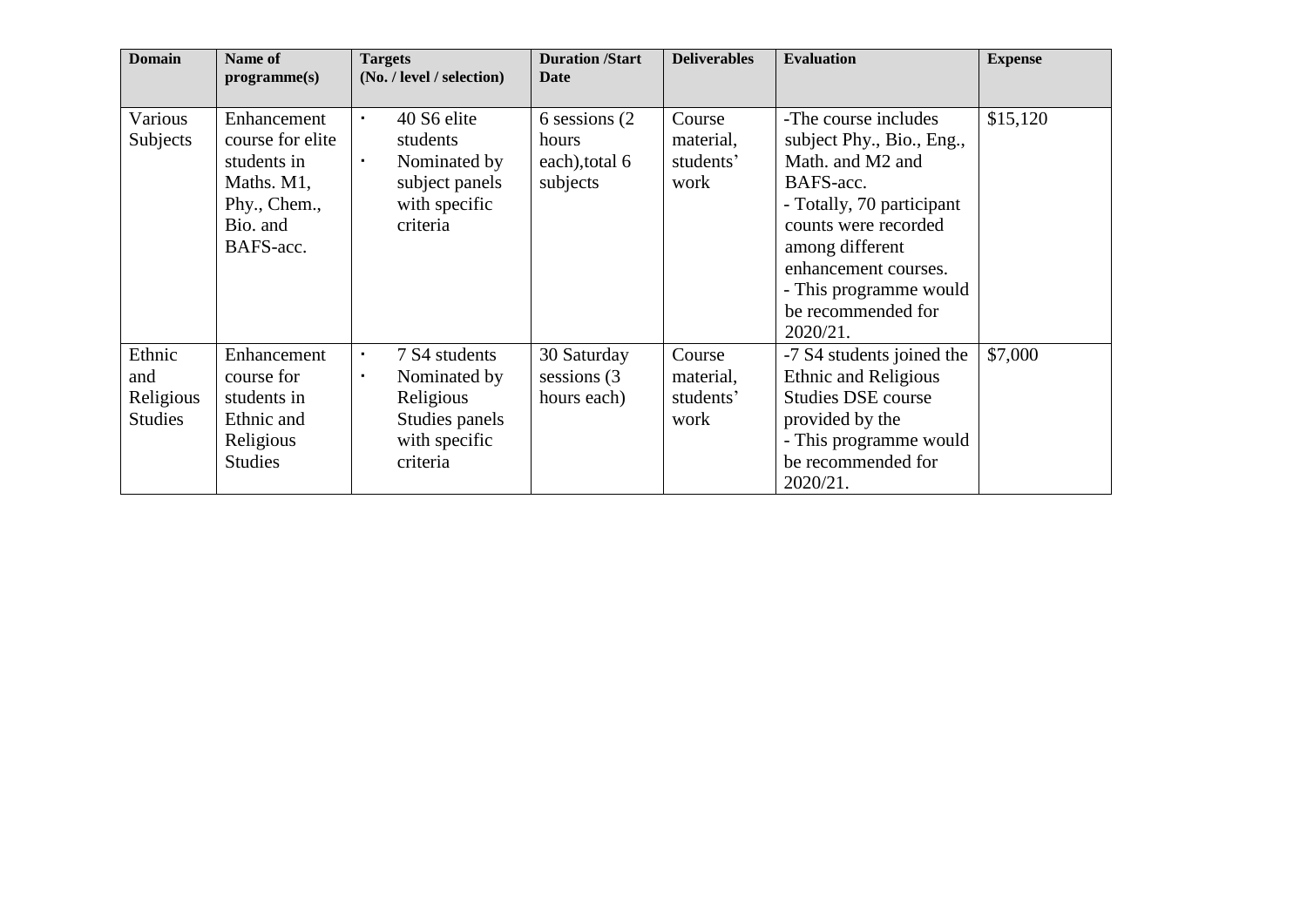| Domain | Name of programme(s) | Targets (No. / level / selection) | Duration /Start Date | Deliverables | Evaluation | Expense |
|---|---|---|---|---|---|---|
| Various Subjects | Enhancement course for elite students in Maths. M1, Phy., Chem., Bio. and BAFS-acc. | • 40 S6 elite students<br>• Nominated by subject panels with specific criteria | 6 sessions (2 hours each),total 6 subjects | Course material, students' work | -The course includes subject Phy., Bio., Eng., Math. and M2 and BAFS-acc.<br>- Totally, 70 participant counts were recorded among different enhancement courses.<br>- This programme would be recommended for 2020/21. | $15,120 |
| Ethnic and Religious Studies | Enhancement course for students in Ethnic and Religious Studies | • 7 S4 students<br>• Nominated by Religious Studies panels with specific criteria | 30 Saturday sessions (3 hours each) | Course material, students' work | -7 S4 students joined the Ethnic and Religious Studies DSE course provided by the<br>- This programme would be recommended for 2020/21. | $7,000 |